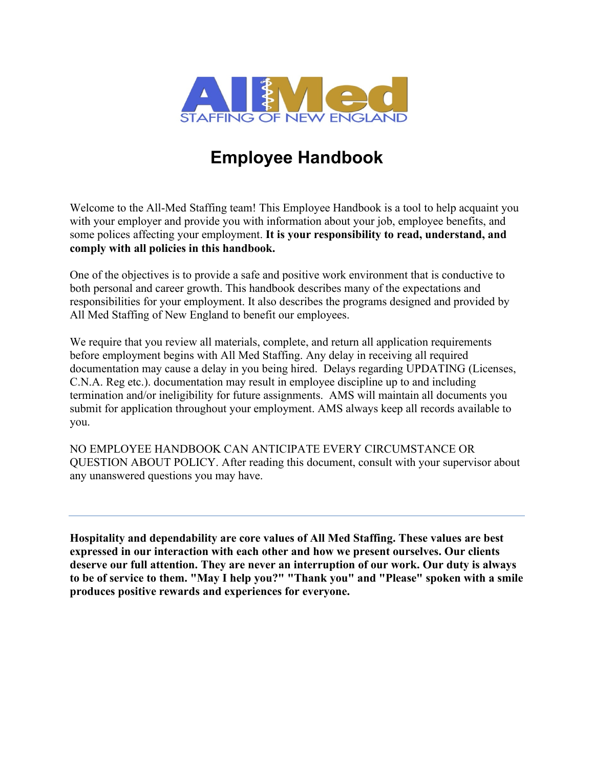AllMed
STAFFING OF NEW ENGLAND

# Employee Handbook

Welcome to the All-Med Staffing team! This Employee Handbook is a tool to help acquaint you with your employer and provide you with information about your job, employee benefits, and some polices affecting your employment. **It is your responsibility to read, understand, and comply with all policies in this handbook.**

One of the objectives is to provide a safe and positive work environment that is conductive to both personal and career growth. This handbook describes many of the expectations and responsibilities for your employment. It also describes the programs designed and provided by All Med Staffing of New England to benefit our employees.

We require that you review all materials, complete, and return all application requirements before employment begins with All Med Staffing. Any delay in receiving all required documentation may cause a delay in you being hired. Delays regarding UPDATING (Licenses, C.N.A. Reg etc.). documentation may result in employee discipline up to and including termination and/or ineligibility for future assignments. AMS will maintain all documents you submit for application throughout your employment. AMS always keep all records available to you.

NO EMPLOYEE HANDBOOK CAN ANTICIPATE EVERY CIRCUMSTANCE OR QUESTION ABOUT POLICY. After reading this document, consult with your supervisor about any unanswered questions you may have.

---

**Hospitality and dependability are core values of All Med Staffing. These values are best expressed in our interaction with each other and how we present ourselves. Our clients deserve our full attention. They are never an interruption of our work. Our duty is always to be of service to them. "May I help you?" "Thank you" and "Please" spoken with a smile produces positive rewards and experiences for everyone.**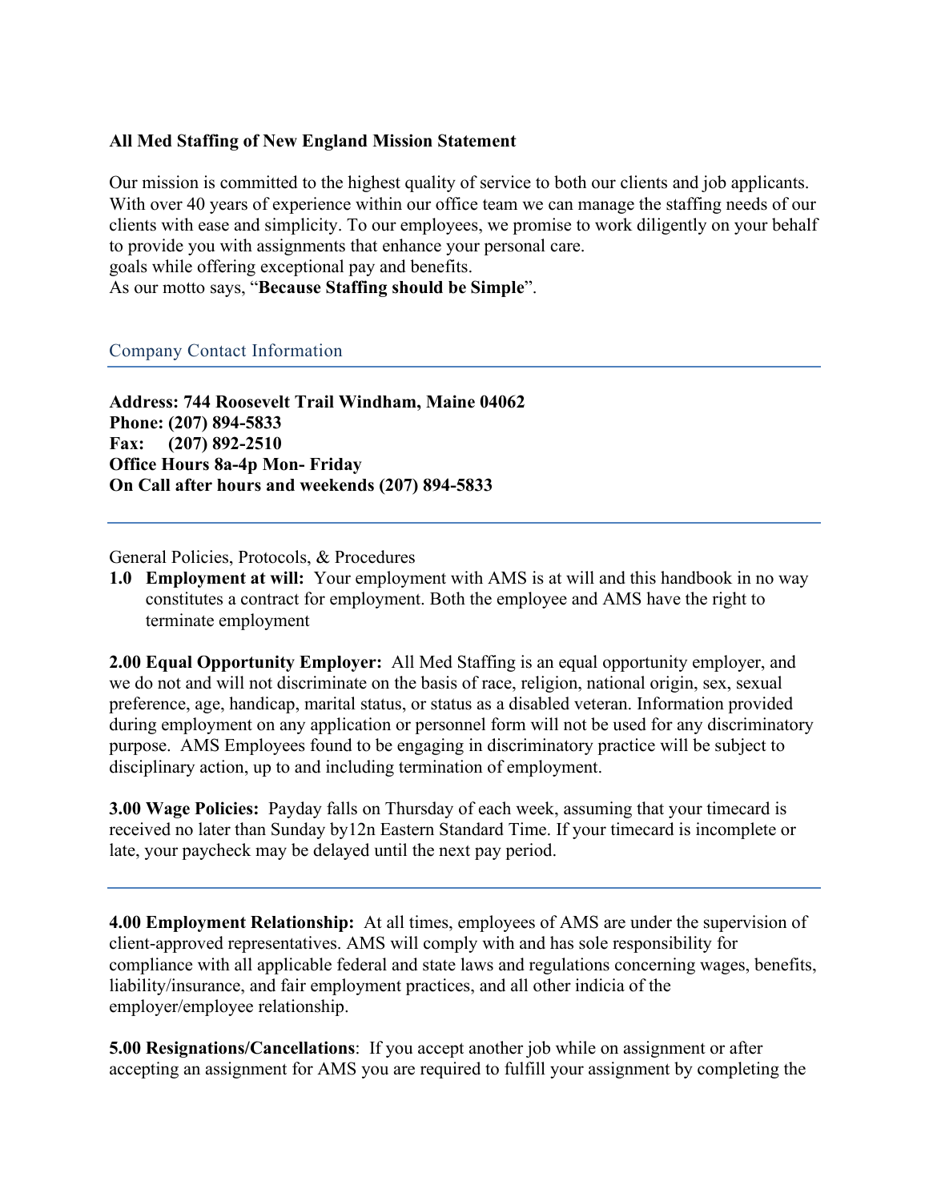**All Med Staffing of New England Mission Statement**

Our mission is committed to the highest quality of service to both our clients and job applicants. With over 40 years of experience within our office team we can manage the staffing needs of our clients with ease and simplicity. To our employees, we promise to work diligently on your behalf to provide you with assignments that enhance your personal care.
goals while offering exceptional pay and benefits.
As our motto says, "**Because Staffing should be Simple**".

## Company Contact Information

**Address: 744 Roosevelt Trail Windham, Maine 04062**
**Phone: (207) 894-5833**
**Fax: (207) 892-2510**
**Office Hours 8a-4p Mon- Friday**
**On Call after hours and weekends (207) 894-5833**

General Policies, Protocols, & Procedures

**1.0 Employment at will:** Your employment with AMS is at will and this handbook in no way constitutes a contract for employment. Both the employee and AMS have the right to terminate employment

**2.00 Equal Opportunity Employer:** All Med Staffing is an equal opportunity employer, and we do not and will not discriminate on the basis of race, religion, national origin, sex, sexual preference, age, handicap, marital status, or status as a disabled veteran. Information provided during employment on any application or personnel form will not be used for any discriminatory purpose. AMS Employees found to be engaging in discriminatory practice will be subject to disciplinary action, up to and including termination of employment.

**3.00 Wage Policies:** Payday falls on Thursday of each week, assuming that your timecard is received no later than Sunday by12n Eastern Standard Time. If your timecard is incomplete or late, your paycheck may be delayed until the next pay period.

**4.00 Employment Relationship:** At all times, employees of AMS are under the supervision of client-approved representatives. AMS will comply with and has sole responsibility for compliance with all applicable federal and state laws and regulations concerning wages, benefits, liability/insurance, and fair employment practices, and all other indicia of the employer/employee relationship.

**5.00 Resignations/Cancellations**: If you accept another job while on assignment or after accepting an assignment for AMS you are required to fulfill your assignment by completing the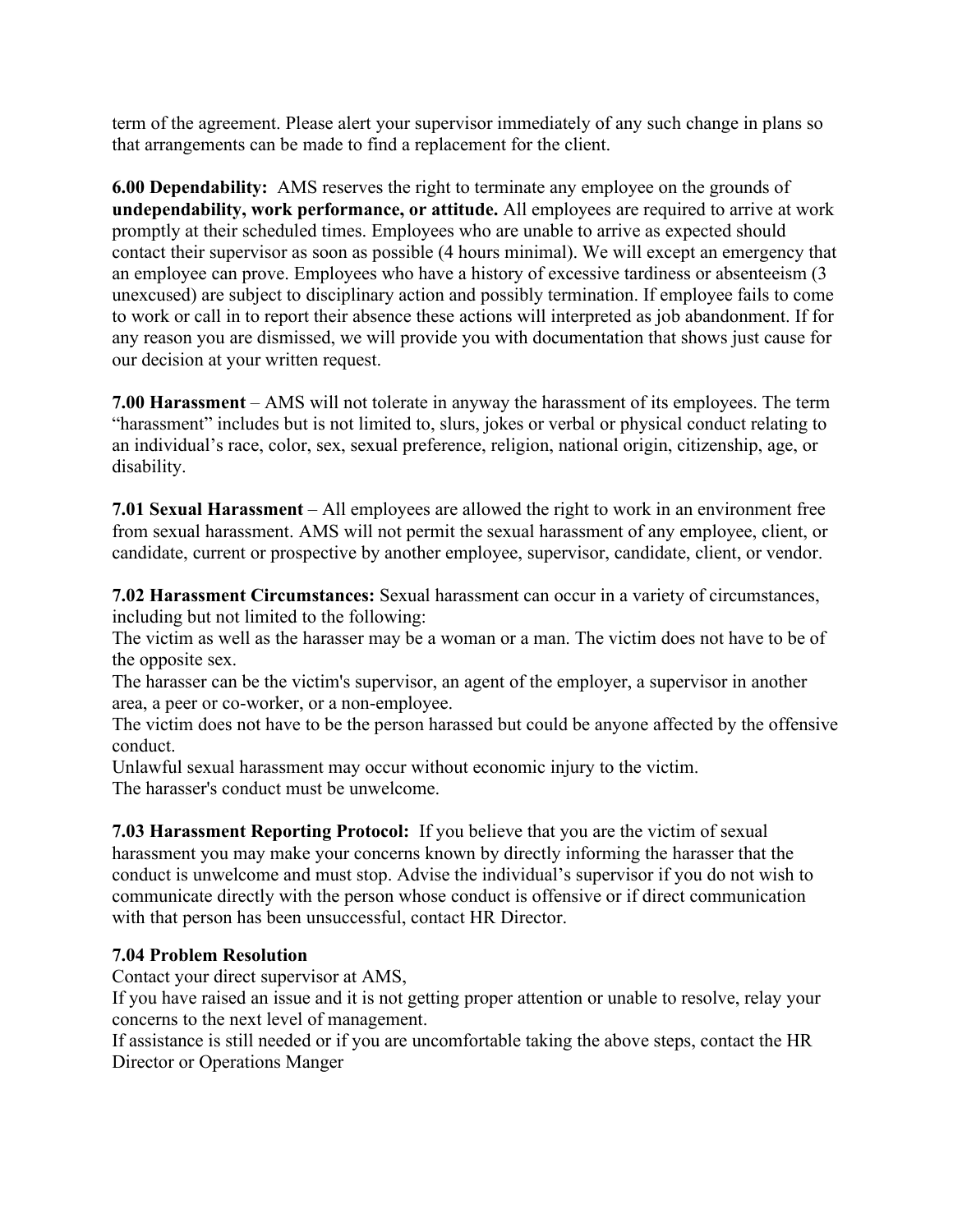term of the agreement. Please alert your supervisor immediately of any such change in plans so that arrangements can be made to find a replacement for the client.

**6.00 Dependability:** AMS reserves the right to terminate any employee on the grounds of **undependability, work performance, or attitude.** All employees are required to arrive at work promptly at their scheduled times. Employees who are unable to arrive as expected should contact their supervisor as soon as possible (4 hours minimal). We will except an emergency that an employee can prove. Employees who have a history of excessive tardiness or absenteeism (3 unexcused) are subject to disciplinary action and possibly termination. If employee fails to come to work or call in to report their absence these actions will interpreted as job abandonment. If for any reason you are dismissed, we will provide you with documentation that shows just cause for our decision at your written request.

**7.00 Harassment** – AMS will not tolerate in anyway the harassment of its employees. The term "harassment" includes but is not limited to, slurs, jokes or verbal or physical conduct relating to an individual's race, color, sex, sexual preference, religion, national origin, citizenship, age, or disability.

**7.01 Sexual Harassment** – All employees are allowed the right to work in an environment free from sexual harassment. AMS will not permit the sexual harassment of any employee, client, or candidate, current or prospective by another employee, supervisor, candidate, client, or vendor.

**7.02 Harassment Circumstances:** Sexual harassment can occur in a variety of circumstances, including but not limited to the following:

The victim as well as the harasser may be a woman or a man. The victim does not have to be of the opposite sex.

The harasser can be the victim's supervisor, an agent of the employer, a supervisor in another area, a peer or co-worker, or a non-employee.

The victim does not have to be the person harassed but could be anyone affected by the offensive conduct.

Unlawful sexual harassment may occur without economic injury to the victim.

The harasser's conduct must be unwelcome.

**7.03 Harassment Reporting Protocol:** If you believe that you are the victim of sexual harassment you may make your concerns known by directly informing the harasser that the conduct is unwelcome and must stop. Advise the individual's supervisor if you do not wish to communicate directly with the person whose conduct is offensive or if direct communication with that person has been unsuccessful, contact HR Director.

**7.04 Problem Resolution**

Contact your direct supervisor at AMS,

If you have raised an issue and it is not getting proper attention or unable to resolve, relay your concerns to the next level of management.

If assistance is still needed or if you are uncomfortable taking the above steps, contact the HR Director or Operations Manger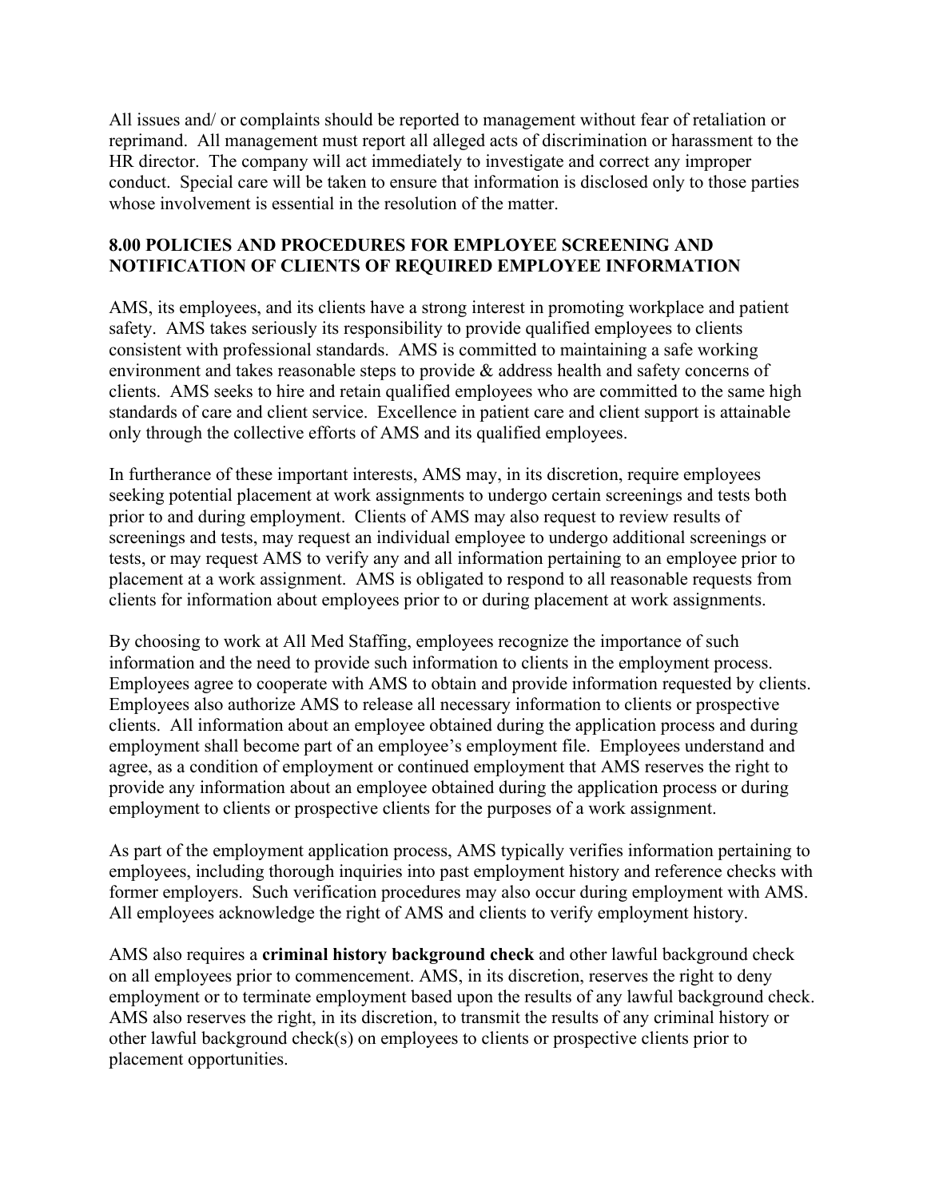All issues and/ or complaints should be reported to management without fear of retaliation or reprimand. All management must report all alleged acts of discrimination or harassment to the HR director. The company will act immediately to investigate and correct any improper conduct. Special care will be taken to ensure that information is disclosed only to those parties whose involvement is essential in the resolution of the matter.

## 8.00 POLICIES AND PROCEDURES FOR EMPLOYEE SCREENING AND NOTIFICATION OF CLIENTS OF REQUIRED EMPLOYEE INFORMATION

AMS, its employees, and its clients have a strong interest in promoting workplace and patient safety. AMS takes seriously its responsibility to provide qualified employees to clients consistent with professional standards. AMS is committed to maintaining a safe working environment and takes reasonable steps to provide & address health and safety concerns of clients. AMS seeks to hire and retain qualified employees who are committed to the same high standards of care and client service. Excellence in patient care and client support is attainable only through the collective efforts of AMS and its qualified employees.

In furtherance of these important interests, AMS may, in its discretion, require employees seeking potential placement at work assignments to undergo certain screenings and tests both prior to and during employment. Clients of AMS may also request to review results of screenings and tests, may request an individual employee to undergo additional screenings or tests, or may request AMS to verify any and all information pertaining to an employee prior to placement at a work assignment. AMS is obligated to respond to all reasonable requests from clients for information about employees prior to or during placement at work assignments.

By choosing to work at All Med Staffing, employees recognize the importance of such information and the need to provide such information to clients in the employment process. Employees agree to cooperate with AMS to obtain and provide information requested by clients. Employees also authorize AMS to release all necessary information to clients or prospective clients. All information about an employee obtained during the application process and during employment shall become part of an employee's employment file. Employees understand and agree, as a condition of employment or continued employment that AMS reserves the right to provide any information about an employee obtained during the application process or during employment to clients or prospective clients for the purposes of a work assignment.

As part of the employment application process, AMS typically verifies information pertaining to employees, including thorough inquiries into past employment history and reference checks with former employers. Such verification procedures may also occur during employment with AMS. All employees acknowledge the right of AMS and clients to verify employment history.

AMS also requires a **criminal history background check** and other lawful background check on all employees prior to commencement. AMS, in its discretion, reserves the right to deny employment or to terminate employment based upon the results of any lawful background check. AMS also reserves the right, in its discretion, to transmit the results of any criminal history or other lawful background check(s) on employees to clients or prospective clients prior to placement opportunities.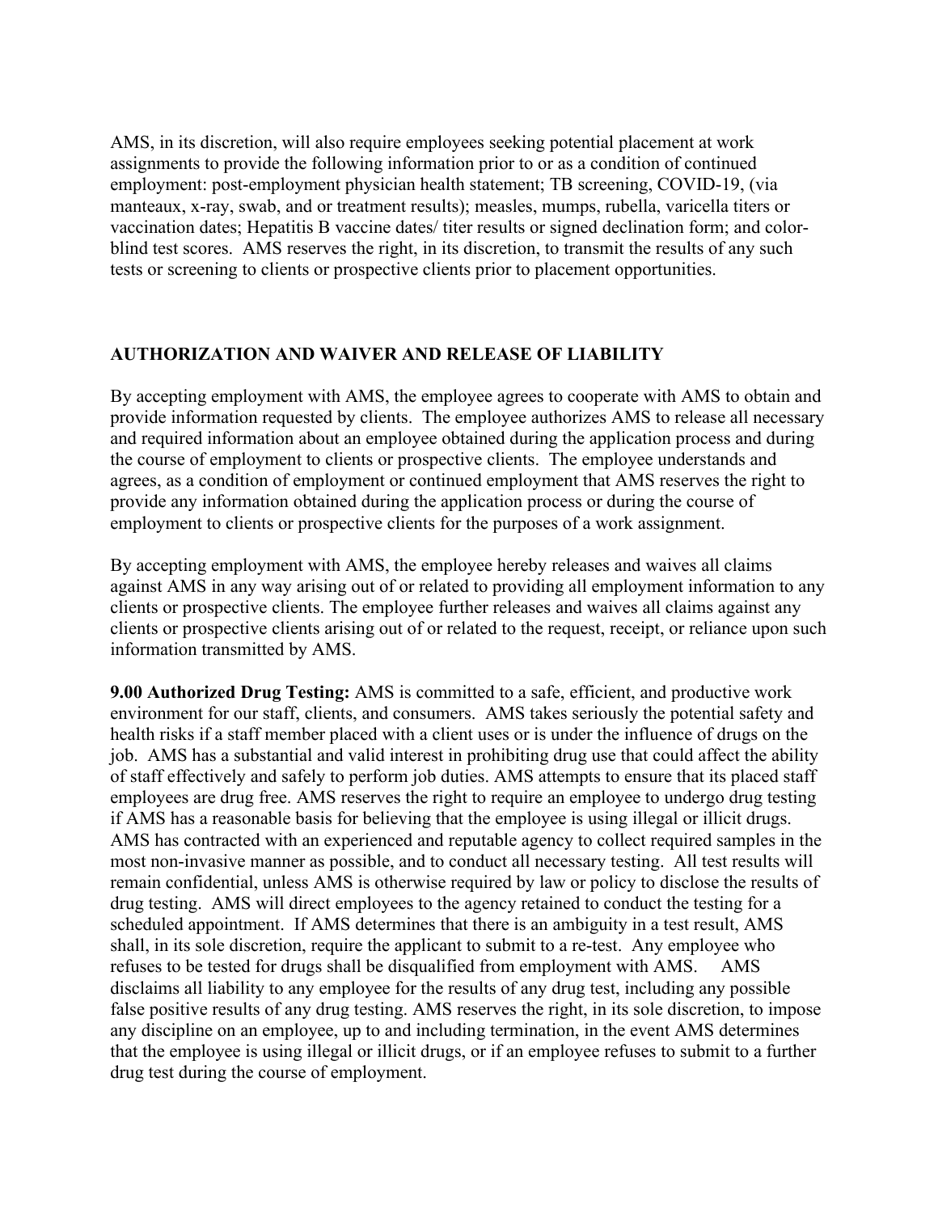AMS, in its discretion, will also require employees seeking potential placement at work assignments to provide the following information prior to or as a condition of continued employment: post-employment physician health statement; TB screening, COVID-19, (via manteaux, x-ray, swab, and or treatment results); measles, mumps, rubella, varicella titers or vaccination dates; Hepatitis B vaccine dates/ titer results or signed declination form; and color-blind test scores. AMS reserves the right, in its discretion, to transmit the results of any such tests or screening to clients or prospective clients prior to placement opportunities.

## AUTHORIZATION AND WAIVER AND RELEASE OF LIABILITY

By accepting employment with AMS, the employee agrees to cooperate with AMS to obtain and provide information requested by clients. The employee authorizes AMS to release all necessary and required information about an employee obtained during the application process and during the course of employment to clients or prospective clients. The employee understands and agrees, as a condition of employment or continued employment that AMS reserves the right to provide any information obtained during the application process or during the course of employment to clients or prospective clients for the purposes of a work assignment.

By accepting employment with AMS, the employee hereby releases and waives all claims against AMS in any way arising out of or related to providing all employment information to any clients or prospective clients. The employee further releases and waives all claims against any clients or prospective clients arising out of or related to the request, receipt, or reliance upon such information transmitted by AMS.

**9.00 Authorized Drug Testing:** AMS is committed to a safe, efficient, and productive work environment for our staff, clients, and consumers. AMS takes seriously the potential safety and health risks if a staff member placed with a client uses or is under the influence of drugs on the job. AMS has a substantial and valid interest in prohibiting drug use that could affect the ability of staff effectively and safely to perform job duties. AMS attempts to ensure that its placed staff employees are drug free. AMS reserves the right to require an employee to undergo drug testing if AMS has a reasonable basis for believing that the employee is using illegal or illicit drugs. AMS has contracted with an experienced and reputable agency to collect required samples in the most non-invasive manner as possible, and to conduct all necessary testing. All test results will remain confidential, unless AMS is otherwise required by law or policy to disclose the results of drug testing. AMS will direct employees to the agency retained to conduct the testing for a scheduled appointment. If AMS determines that there is an ambiguity in a test result, AMS shall, in its sole discretion, require the applicant to submit to a re-test. Any employee who refuses to be tested for drugs shall be disqualified from employment with AMS. AMS disclaims all liability to any employee for the results of any drug test, including any possible false positive results of any drug testing. AMS reserves the right, in its sole discretion, to impose any discipline on an employee, up to and including termination, in the event AMS determines that the employee is using illegal or illicit drugs, or if an employee refuses to submit to a further drug test during the course of employment.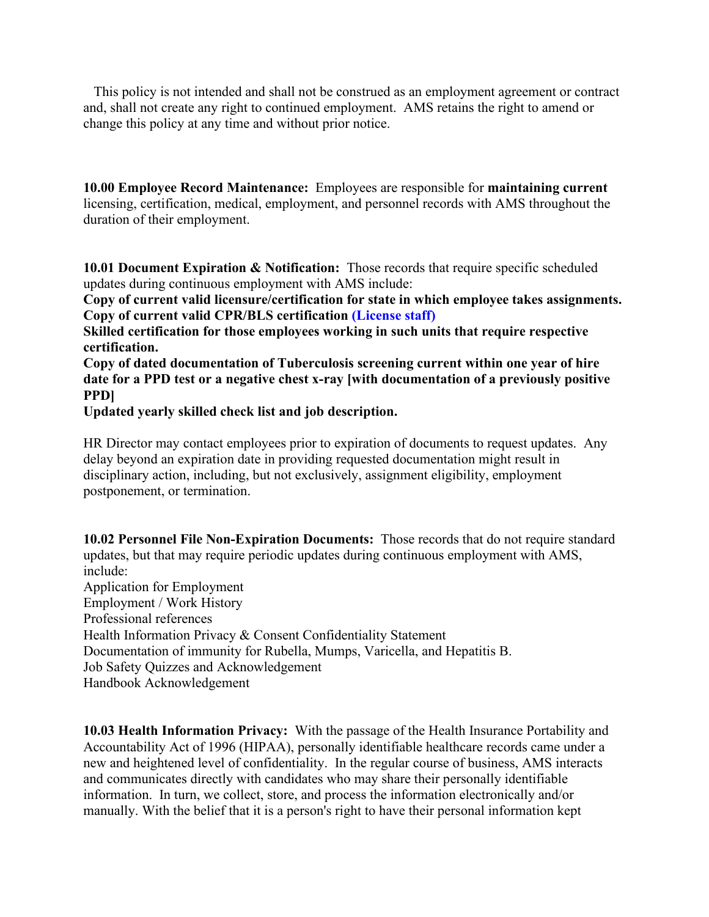This policy is not intended and shall not be construed as an employment agreement or contract and, shall not create any right to continued employment. AMS retains the right to amend or change this policy at any time and without prior notice.

**10.00 Employee Record Maintenance:** Employees are responsible for **maintaining current** licensing, certification, medical, employment, and personnel records with AMS throughout the duration of their employment.

**10.01 Document Expiration & Notification:** Those records that require specific scheduled updates during continuous employment with AMS include:

**Copy of current valid licensure/certification for state in which employee takes assignments.**
**Copy of current valid CPR/BLS certification (License staff)**
**Skilled certification for those employees working in such units that require respective certification.**
**Copy of dated documentation of Tuberculosis screening current within one year of hire date for a PPD test or a negative chest x-ray [with documentation of a previously positive PPD]**
**Updated yearly skilled check list and job description.**

HR Director may contact employees prior to expiration of documents to request updates. Any delay beyond an expiration date in providing requested documentation might result in disciplinary action, including, but not exclusively, assignment eligibility, employment postponement, or termination.

**10.02 Personnel File Non-Expiration Documents:** Those records that do not require standard updates, but that may require periodic updates during continuous employment with AMS, include:

Application for Employment
Employment / Work History
Professional references
Health Information Privacy & Consent Confidentiality Statement
Documentation of immunity for Rubella, Mumps, Varicella, and Hepatitis B.
Job Safety Quizzes and Acknowledgement
Handbook Acknowledgement

**10.03 Health Information Privacy:** With the passage of the Health Insurance Portability and Accountability Act of 1996 (HIPAA), personally identifiable healthcare records came under a new and heightened level of confidentiality. In the regular course of business, AMS interacts and communicates directly with candidates who may share their personally identifiable information. In turn, we collect, store, and process the information electronically and/or manually. With the belief that it is a person's right to have their personal information kept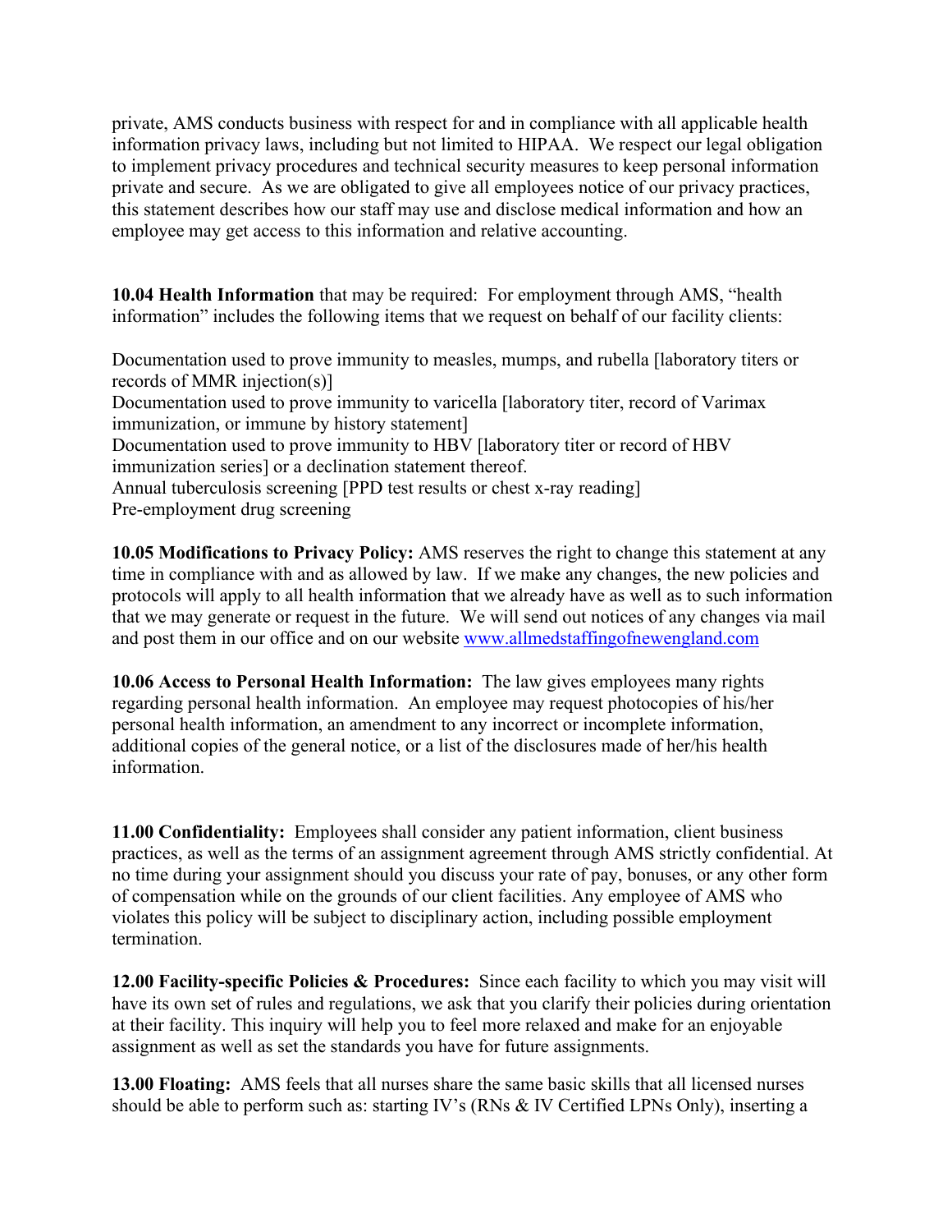private, AMS conducts business with respect for and in compliance with all applicable health information privacy laws, including but not limited to HIPAA. We respect our legal obligation to implement privacy procedures and technical security measures to keep personal information private and secure. As we are obligated to give all employees notice of our privacy practices, this statement describes how our staff may use and disclose medical information and how an employee may get access to this information and relative accounting.

**10.04 Health Information** that may be required: For employment through AMS, "health information" includes the following items that we request on behalf of our facility clients:

Documentation used to prove immunity to measles, mumps, and rubella [laboratory titers or records of MMR injection(s)]
Documentation used to prove immunity to varicella [laboratory titer, record of Varimax immunization, or immune by history statement]
Documentation used to prove immunity to HBV [laboratory titer or record of HBV immunization series] or a declination statement thereof.
Annual tuberculosis screening [PPD test results or chest x-ray reading]
Pre-employment drug screening

**10.05 Modifications to Privacy Policy:** AMS reserves the right to change this statement at any time in compliance with and as allowed by law. If we make any changes, the new policies and protocols will apply to all health information that we already have as well as to such information that we may generate or request in the future. We will send out notices of any changes via mail and post them in our office and on our website [www.allmedstaffingofnewengland.com](http://www.allmedstaffingofnewengland.com)

**10.06 Access to Personal Health Information:** The law gives employees many rights regarding personal health information. An employee may request photocopies of his/her personal health information, an amendment to any incorrect or incomplete information, additional copies of the general notice, or a list of the disclosures made of her/his health information.

**11.00 Confidentiality:** Employees shall consider any patient information, client business practices, as well as the terms of an assignment agreement through AMS strictly confidential. At no time during your assignment should you discuss your rate of pay, bonuses, or any other form of compensation while on the grounds of our client facilities. Any employee of AMS who violates this policy will be subject to disciplinary action, including possible employment termination.

**12.00 Facility-specific Policies & Procedures:** Since each facility to which you may visit will have its own set of rules and regulations, we ask that you clarify their policies during orientation at their facility. This inquiry will help you to feel more relaxed and make for an enjoyable assignment as well as set the standards you have for future assignments.

**13.00 Floating:** AMS feels that all nurses share the same basic skills that all licensed nurses should be able to perform such as: starting IV's (RNs & IV Certified LPNs Only), inserting a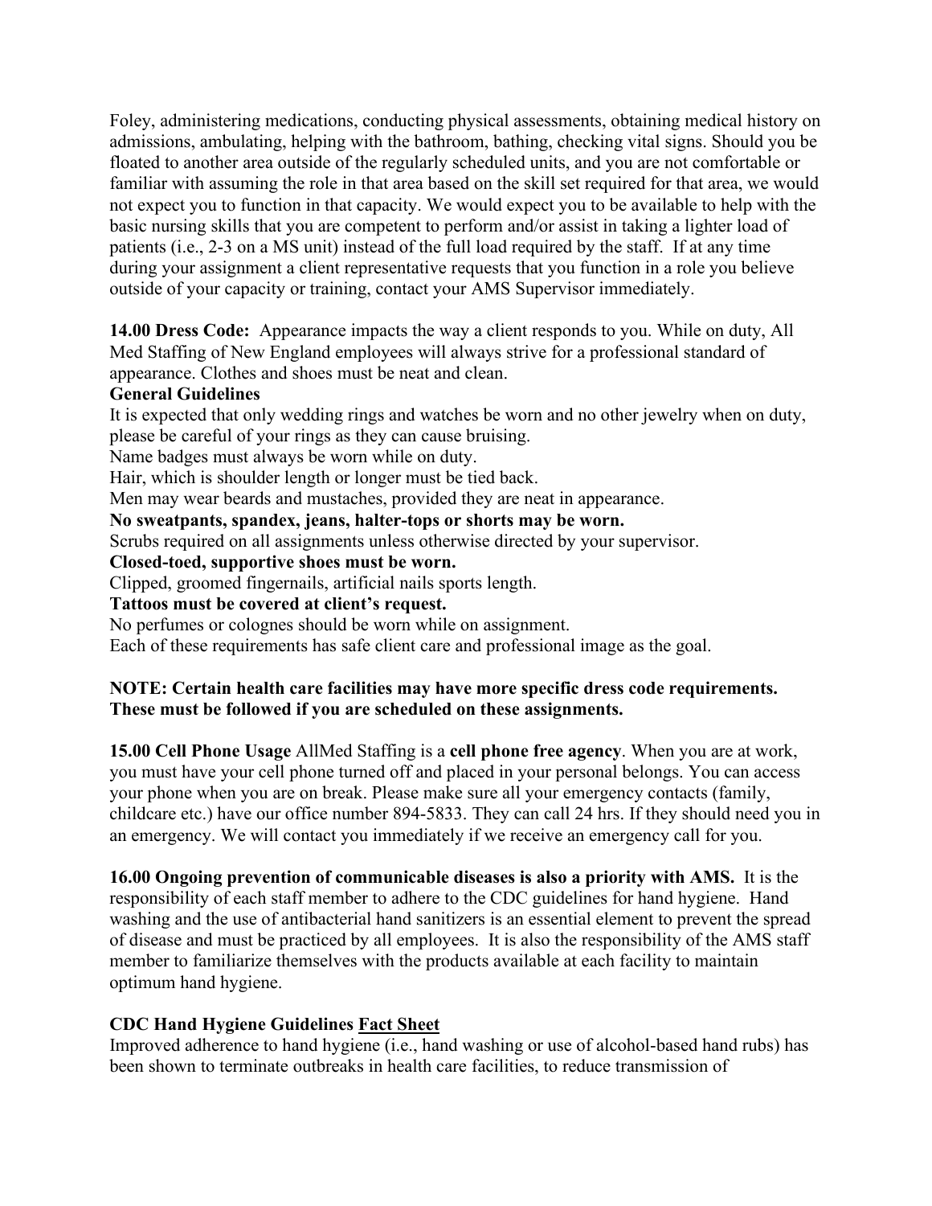Foley, administering medications, conducting physical assessments, obtaining medical history on admissions, ambulating, helping with the bathroom, bathing, checking vital signs. Should you be floated to another area outside of the regularly scheduled units, and you are not comfortable or familiar with assuming the role in that area based on the skill set required for that area, we would not expect you to function in that capacity. We would expect you to be available to help with the basic nursing skills that you are competent to perform and/or assist in taking a lighter load of patients (i.e., 2-3 on a MS unit) instead of the full load required by the staff. If at any time during your assignment a client representative requests that you function in a role you believe outside of your capacity or training, contact your AMS Supervisor immediately.

**14.00 Dress Code:** Appearance impacts the way a client responds to you. While on duty, All Med Staffing of New England employees will always strive for a professional standard of appearance. Clothes and shoes must be neat and clean.

**General Guidelines**

It is expected that only wedding rings and watches be worn and no other jewelry when on duty, please be careful of your rings as they can cause bruising.

Name badges must always be worn while on duty.

Hair, which is shoulder length or longer must be tied back.

Men may wear beards and mustaches, provided they are neat in appearance.

**No sweatpants, spandex, jeans, halter-tops or shorts may be worn.**

Scrubs required on all assignments unless otherwise directed by your supervisor.

**Closed-toed, supportive shoes must be worn.**

Clipped, groomed fingernails, artificial nails sports length.

**Tattoos must be covered at client's request.**

No perfumes or colognes should be worn while on assignment.

Each of these requirements has safe client care and professional image as the goal.

**NOTE: Certain health care facilities may have more specific dress code requirements. These must be followed if you are scheduled on these assignments.**

**15.00 Cell Phone Usage** AllMed Staffing is a **cell phone free agency**. When you are at work, you must have your cell phone turned off and placed in your personal belongs. You can access your phone when you are on break. Please make sure all your emergency contacts (family, childcare etc.) have our office number 894-5833. They can call 24 hrs. If they should need you in an emergency. We will contact you immediately if we receive an emergency call for you.

**16.00 Ongoing prevention of communicable diseases is also a priority with AMS.** It is the responsibility of each staff member to adhere to the CDC guidelines for hand hygiene. Hand washing and the use of antibacterial hand sanitizers is an essential element to prevent the spread of disease and must be practiced by all employees. It is also the responsibility of the AMS staff member to familiarize themselves with the products available at each facility to maintain optimum hand hygiene.

**CDC Hand Hygiene Guidelines Fact Sheet**

Improved adherence to hand hygiene (i.e., hand washing or use of alcohol-based hand rubs) has been shown to terminate outbreaks in health care facilities, to reduce transmission of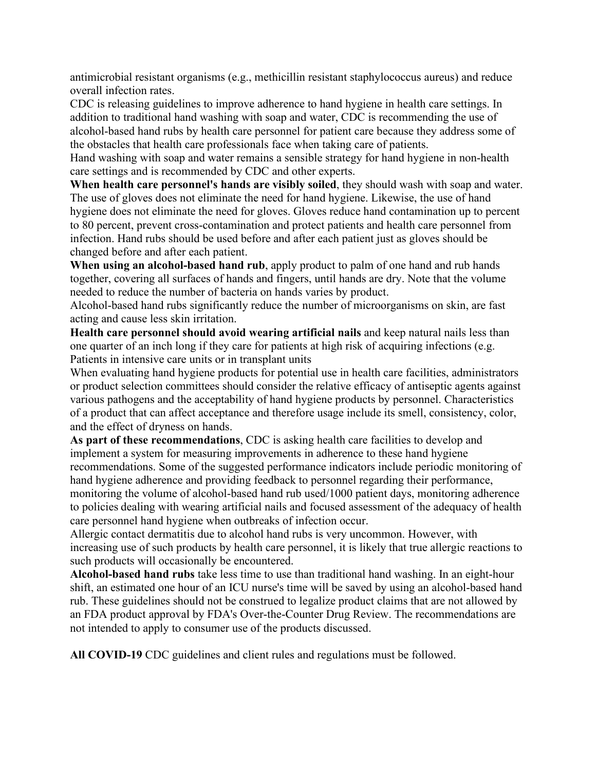antimicrobial resistant organisms (e.g., methicillin resistant staphylococcus aureus) and reduce overall infection rates.

CDC is releasing guidelines to improve adherence to hand hygiene in health care settings. In addition to traditional hand washing with soap and water, CDC is recommending the use of alcohol-based hand rubs by health care personnel for patient care because they address some of the obstacles that health care professionals face when taking care of patients.

Hand washing with soap and water remains a sensible strategy for hand hygiene in non-health care settings and is recommended by CDC and other experts.

**When health care personnel's hands are visibly soiled**, they should wash with soap and water. The use of gloves does not eliminate the need for hand hygiene. Likewise, the use of hand hygiene does not eliminate the need for gloves. Gloves reduce hand contamination up to percent to 80 percent, prevent cross-contamination and protect patients and health care personnel from infection. Hand rubs should be used before and after each patient just as gloves should be changed before and after each patient.

**When using an alcohol-based hand rub**, apply product to palm of one hand and rub hands together, covering all surfaces of hands and fingers, until hands are dry. Note that the volume needed to reduce the number of bacteria on hands varies by product.

Alcohol-based hand rubs significantly reduce the number of microorganisms on skin, are fast acting and cause less skin irritation.

**Health care personnel should avoid wearing artificial nails** and keep natural nails less than one quarter of an inch long if they care for patients at high risk of acquiring infections (e.g. Patients in intensive care units or in transplant units

When evaluating hand hygiene products for potential use in health care facilities, administrators or product selection committees should consider the relative efficacy of antiseptic agents against various pathogens and the acceptability of hand hygiene products by personnel. Characteristics of a product that can affect acceptance and therefore usage include its smell, consistency, color, and the effect of dryness on hands.

**As part of these recommendations**, CDC is asking health care facilities to develop and implement a system for measuring improvements in adherence to these hand hygiene recommendations. Some of the suggested performance indicators include periodic monitoring of hand hygiene adherence and providing feedback to personnel regarding their performance, monitoring the volume of alcohol-based hand rub used/1000 patient days, monitoring adherence to policies dealing with wearing artificial nails and focused assessment of the adequacy of health care personnel hand hygiene when outbreaks of infection occur.

Allergic contact dermatitis due to alcohol hand rubs is very uncommon. However, with increasing use of such products by health care personnel, it is likely that true allergic reactions to such products will occasionally be encountered.

**Alcohol-based hand rubs** take less time to use than traditional hand washing. In an eight-hour shift, an estimated one hour of an ICU nurse's time will be saved by using an alcohol-based hand rub. These guidelines should not be construed to legalize product claims that are not allowed by an FDA product approval by FDA's Over-the-Counter Drug Review. The recommendations are not intended to apply to consumer use of the products discussed.

**All COVID-19** CDC guidelines and client rules and regulations must be followed.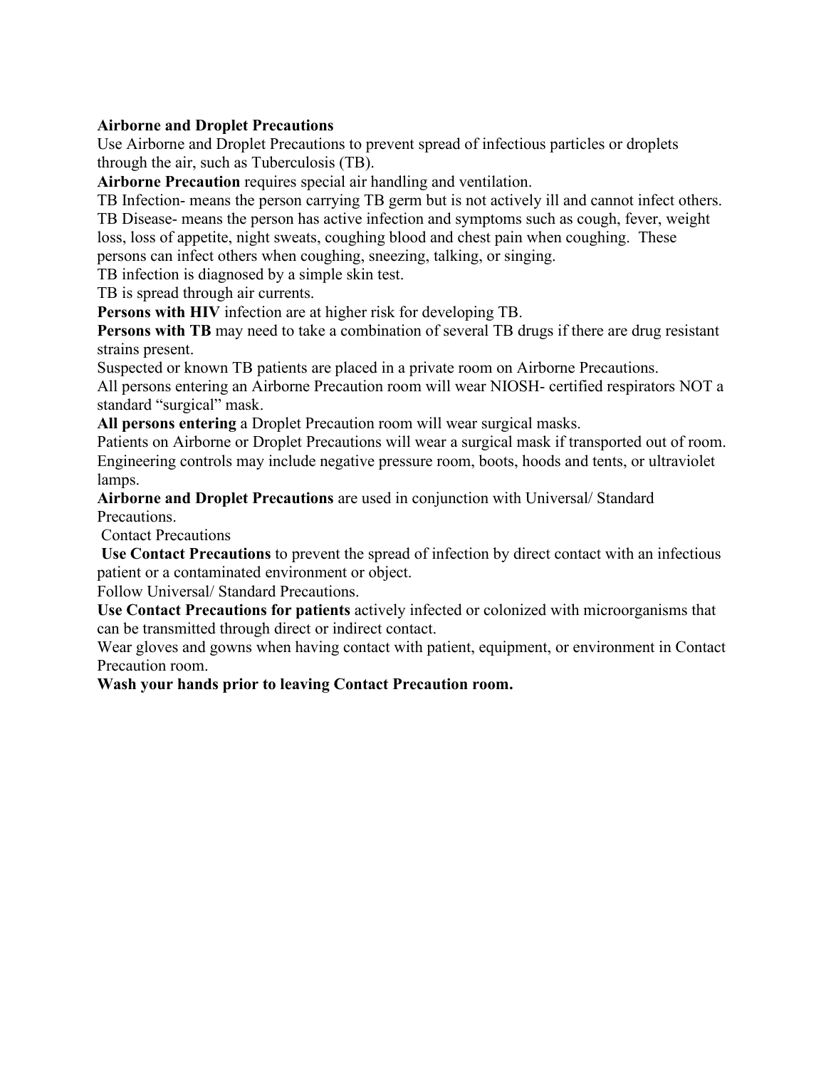**Airborne and Droplet Precautions**

Use Airborne and Droplet Precautions to prevent spread of infectious particles or droplets through the air, such as Tuberculosis (TB).

**Airborne Precaution** requires special air handling and ventilation.

TB Infection- means the person carrying TB germ but is not actively ill and cannot infect others.

TB Disease- means the person has active infection and symptoms such as cough, fever, weight loss, loss of appetite, night sweats, coughing blood and chest pain when coughing. These persons can infect others when coughing, sneezing, talking, or singing.

TB infection is diagnosed by a simple skin test.

TB is spread through air currents.

**Persons with HIV** infection are at higher risk for developing TB.

**Persons with TB** may need to take a combination of several TB drugs if there are drug resistant strains present.

Suspected or known TB patients are placed in a private room on Airborne Precautions.

All persons entering an Airborne Precaution room will wear NIOSH- certified respirators NOT a standard "surgical" mask.

**All persons entering** a Droplet Precaution room will wear surgical masks.

Patients on Airborne or Droplet Precautions will wear a surgical mask if transported out of room.

Engineering controls may include negative pressure room, boots, hoods and tents, or ultraviolet lamps.

**Airborne and Droplet Precautions** are used in conjunction with Universal/ Standard Precautions.

Contact Precautions

**Use Contact Precautions** to prevent the spread of infection by direct contact with an infectious patient or a contaminated environment or object.

Follow Universal/ Standard Precautions.

**Use Contact Precautions for patients** actively infected or colonized with microorganisms that can be transmitted through direct or indirect contact.

Wear gloves and gowns when having contact with patient, equipment, or environment in Contact Precaution room.

**Wash your hands prior to leaving Contact Precaution room.**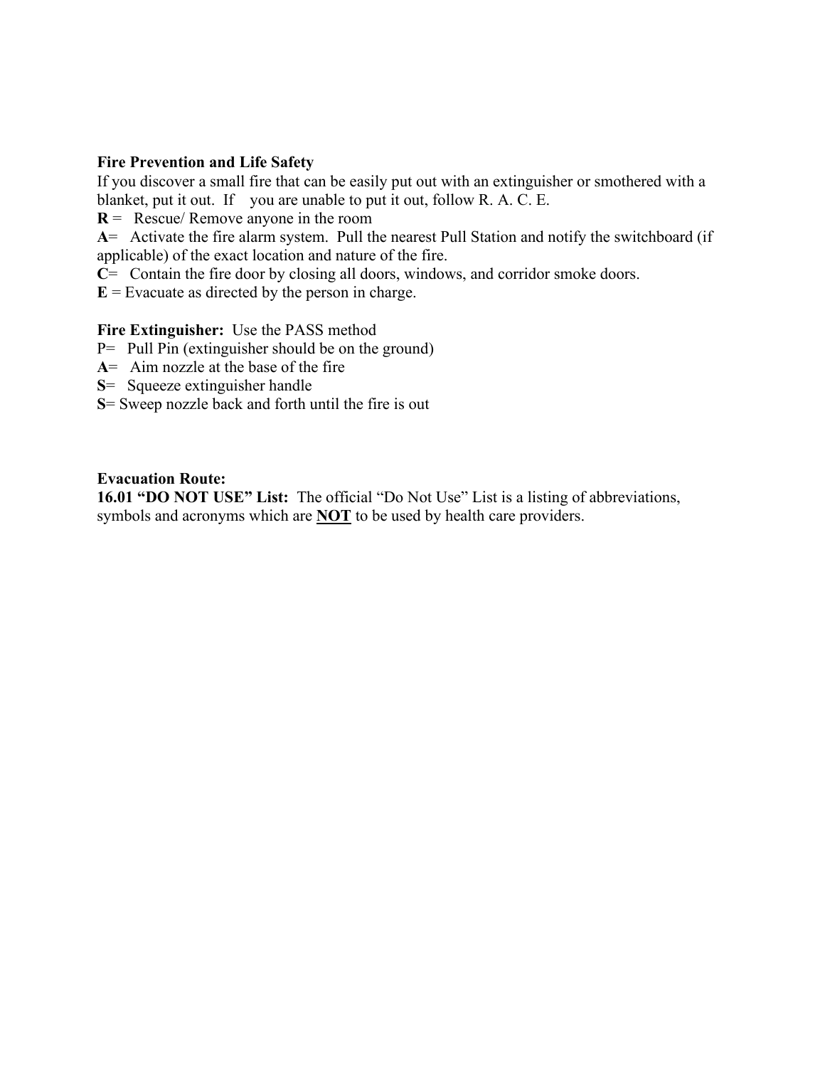**Fire Prevention and Life Safety**

If you discover a small fire that can be easily put out with an extinguisher or smothered with a blanket, put it out. If you are unable to put it out, follow R. A. C. E.

**R** = Rescue/ Remove anyone in the room

**A**= Activate the fire alarm system. Pull the nearest Pull Station and notify the switchboard (if applicable) of the exact location and nature of the fire.

**C**= Contain the fire door by closing all doors, windows, and corridor smoke doors.

**E** = Evacuate as directed by the person in charge.

**Fire Extinguisher:** Use the PASS method

P= Pull Pin (extinguisher should be on the ground)

**A**= Aim nozzle at the base of the fire

**S**= Squeeze extinguisher handle

**S**= Sweep nozzle back and forth until the fire is out

**Evacuation Route:**

**16.01 "DO NOT USE" List:** The official "Do Not Use" List is a listing of abbreviations, symbols and acronyms which are <u>**NOT**</u> to be used by health care providers.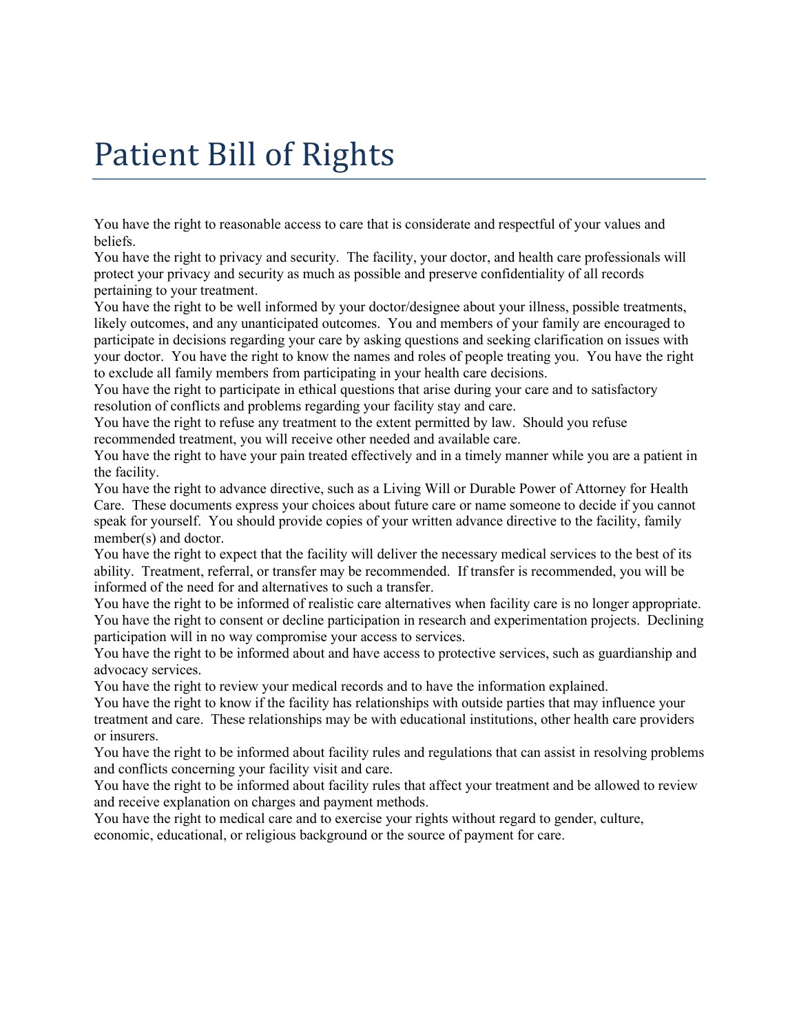# Patient Bill of Rights

You have the right to reasonable access to care that is considerate and respectful of your values and beliefs.

You have the right to privacy and security. The facility, your doctor, and health care professionals will protect your privacy and security as much as possible and preserve confidentiality of all records pertaining to your treatment.

You have the right to be well informed by your doctor/designee about your illness, possible treatments, likely outcomes, and any unanticipated outcomes. You and members of your family are encouraged to participate in decisions regarding your care by asking questions and seeking clarification on issues with your doctor. You have the right to know the names and roles of people treating you. You have the right to exclude all family members from participating in your health care decisions.

You have the right to participate in ethical questions that arise during your care and to satisfactory resolution of conflicts and problems regarding your facility stay and care.

You have the right to refuse any treatment to the extent permitted by law. Should you refuse recommended treatment, you will receive other needed and available care.

You have the right to have your pain treated effectively and in a timely manner while you are a patient in the facility.

You have the right to advance directive, such as a Living Will or Durable Power of Attorney for Health Care. These documents express your choices about future care or name someone to decide if you cannot speak for yourself. You should provide copies of your written advance directive to the facility, family member(s) and doctor.

You have the right to expect that the facility will deliver the necessary medical services to the best of its ability. Treatment, referral, or transfer may be recommended. If transfer is recommended, you will be informed of the need for and alternatives to such a transfer.

You have the right to be informed of realistic care alternatives when facility care is no longer appropriate.

You have the right to consent or decline participation in research and experimentation projects. Declining participation will in no way compromise your access to services.

You have the right to be informed about and have access to protective services, such as guardianship and advocacy services.

You have the right to review your medical records and to have the information explained.

You have the right to know if the facility has relationships with outside parties that may influence your treatment and care. These relationships may be with educational institutions, other health care providers or insurers.

You have the right to be informed about facility rules and regulations that can assist in resolving problems and conflicts concerning your facility visit and care.

You have the right to be informed about facility rules that affect your treatment and be allowed to review and receive explanation on charges and payment methods.

You have the right to medical care and to exercise your rights without regard to gender, culture, economic, educational, or religious background or the source of payment for care.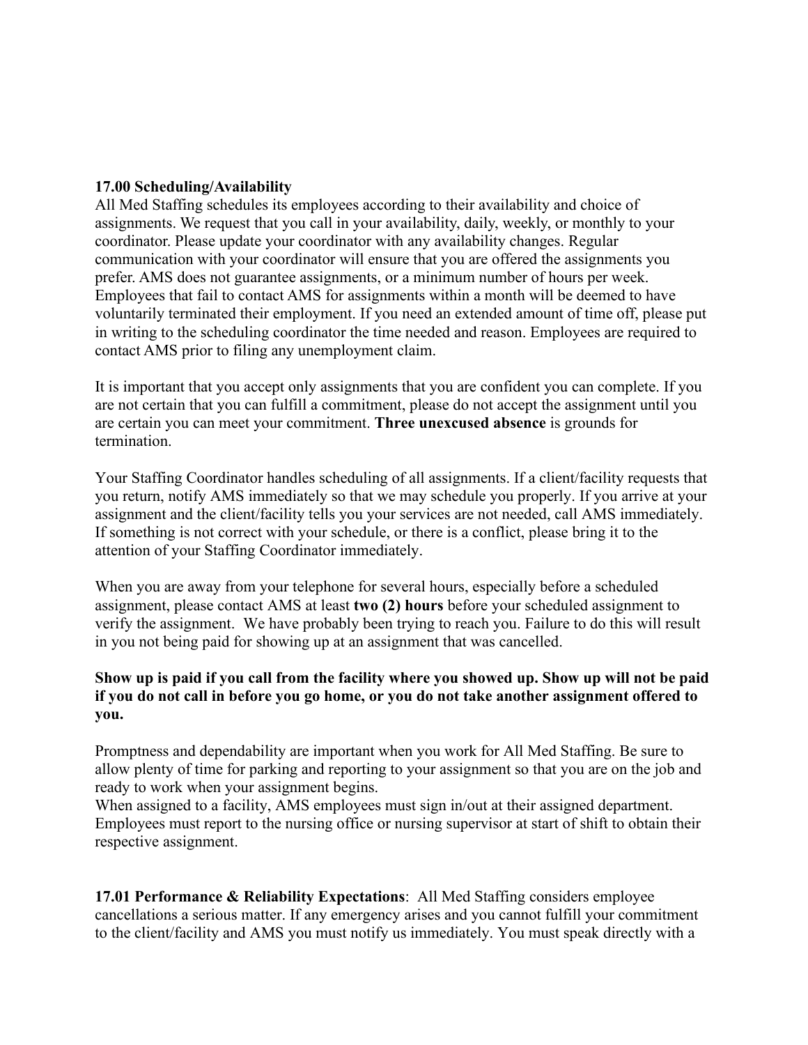**17.00 Scheduling/Availability**
All Med Staffing schedules its employees according to their availability and choice of assignments. We request that you call in your availability, daily, weekly, or monthly to your coordinator. Please update your coordinator with any availability changes. Regular communication with your coordinator will ensure that you are offered the assignments you prefer. AMS does not guarantee assignments, or a minimum number of hours per week. Employees that fail to contact AMS for assignments within a month will be deemed to have voluntarily terminated their employment. If you need an extended amount of time off, please put in writing to the scheduling coordinator the time needed and reason. Employees are required to contact AMS prior to filing any unemployment claim.

It is important that you accept only assignments that you are confident you can complete. If you are not certain that you can fulfill a commitment, please do not accept the assignment until you are certain you can meet your commitment. **Three unexcused absence** is grounds for termination.

Your Staffing Coordinator handles scheduling of all assignments. If a client/facility requests that you return, notify AMS immediately so that we may schedule you properly. If you arrive at your assignment and the client/facility tells you your services are not needed, call AMS immediately. If something is not correct with your schedule, or there is a conflict, please bring it to the attention of your Staffing Coordinator immediately.

When you are away from your telephone for several hours, especially before a scheduled assignment, please contact AMS at least **two (2) hours** before your scheduled assignment to verify the assignment. We have probably been trying to reach you. Failure to do this will result in you not being paid for showing up at an assignment that was cancelled.

**Show up is paid if you call from the facility where you showed up. Show up will not be paid if you do not call in before you go home, or you do not take another assignment offered to you.**

Promptness and dependability are important when you work for All Med Staffing. Be sure to allow plenty of time for parking and reporting to your assignment so that you are on the job and ready to work when your assignment begins.
When assigned to a facility, AMS employees must sign in/out at their assigned department. Employees must report to the nursing office or nursing supervisor at start of shift to obtain their respective assignment.

**17.01 Performance & Reliability Expectations**: All Med Staffing considers employee cancellations a serious matter. If any emergency arises and you cannot fulfill your commitment to the client/facility and AMS you must notify us immediately. You must speak directly with a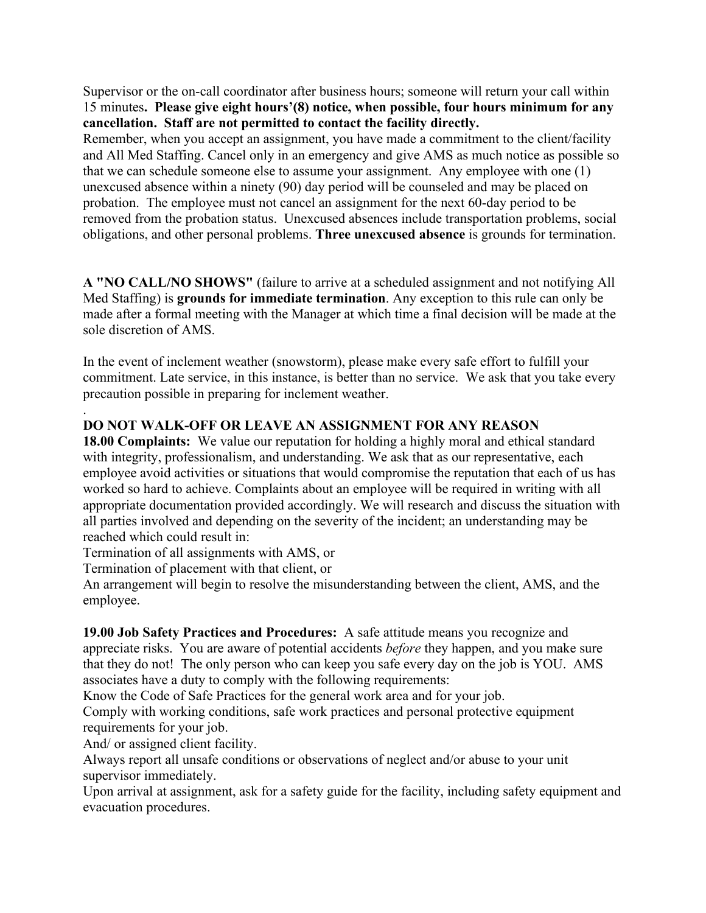Supervisor or the on-call coordinator after business hours; someone will return your call within 15 minutes**. Please give eight hours'(8) notice, when possible, four hours minimum for any cancellation. Staff are not permitted to contact the facility directly.**

Remember, when you accept an assignment, you have made a commitment to the client/facility and All Med Staffing. Cancel only in an emergency and give AMS as much notice as possible so that we can schedule someone else to assume your assignment. Any employee with one (1) unexcused absence within a ninety (90) day period will be counseled and may be placed on probation. The employee must not cancel an assignment for the next 60-day period to be removed from the probation status. Unexcused absences include transportation problems, social obligations, and other personal problems. **Three unexcused absence** is grounds for termination.

**A "NO CALL/NO SHOWS"** (failure to arrive at a scheduled assignment and not notifying All Med Staffing) is **grounds for immediate termination**. Any exception to this rule can only be made after a formal meeting with the Manager at which time a final decision will be made at the sole discretion of AMS.

In the event of inclement weather (snowstorm), please make every safe effort to fulfill your commitment. Late service, in this instance, is better than no service. We ask that you take every precaution possible in preparing for inclement weather.

.

**DO NOT WALK-OFF OR LEAVE AN ASSIGNMENT FOR ANY REASON**

**18.00 Complaints:** We value our reputation for holding a highly moral and ethical standard with integrity, professionalism, and understanding. We ask that as our representative, each employee avoid activities or situations that would compromise the reputation that each of us has worked so hard to achieve. Complaints about an employee will be required in writing with all appropriate documentation provided accordingly. We will research and discuss the situation with all parties involved and depending on the severity of the incident; an understanding may be reached which could result in:

Termination of all assignments with AMS, or

Termination of placement with that client, or

An arrangement will begin to resolve the misunderstanding between the client, AMS, and the employee.

**19.00 Job Safety Practices and Procedures:** A safe attitude means you recognize and appreciate risks. You are aware of potential accidents *before* they happen, and you make sure that they do not! The only person who can keep you safe every day on the job is YOU. AMS associates have a duty to comply with the following requirements:

Know the Code of Safe Practices for the general work area and for your job.

Comply with working conditions, safe work practices and personal protective equipment requirements for your job.

And/ or assigned client facility.

Always report all unsafe conditions or observations of neglect and/or abuse to your unit supervisor immediately.

Upon arrival at assignment, ask for a safety guide for the facility, including safety equipment and evacuation procedures.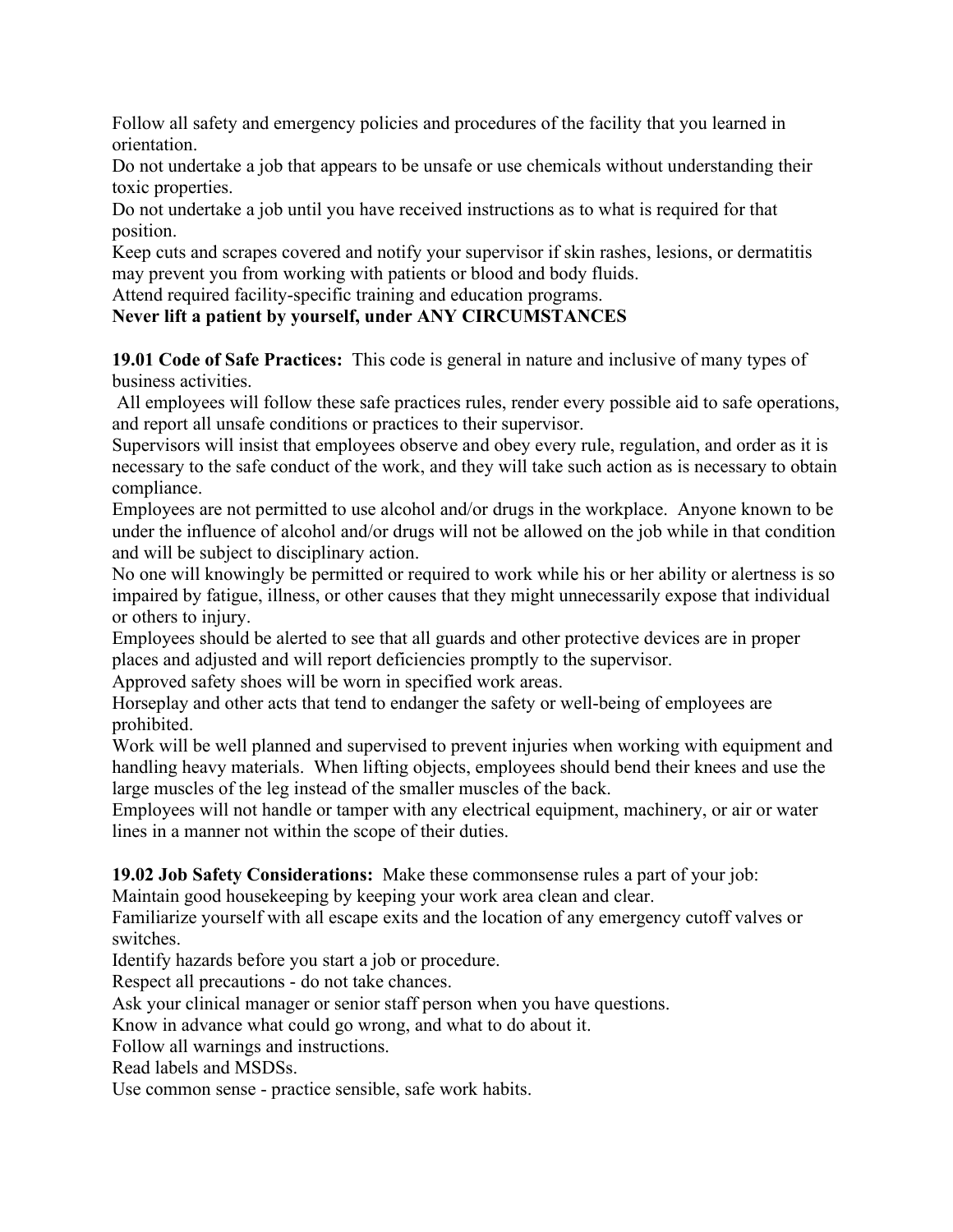Follow all safety and emergency policies and procedures of the facility that you learned in orientation.

Do not undertake a job that appears to be unsafe or use chemicals without understanding their toxic properties.

Do not undertake a job until you have received instructions as to what is required for that position.

Keep cuts and scrapes covered and notify your supervisor if skin rashes, lesions, or dermatitis may prevent you from working with patients or blood and body fluids.

Attend required facility-specific training and education programs.

**Never lift a patient by yourself, under ANY CIRCUMSTANCES**

**19.01 Code of Safe Practices:** This code is general in nature and inclusive of many types of business activities.

All employees will follow these safe practices rules, render every possible aid to safe operations, and report all unsafe conditions or practices to their supervisor.

Supervisors will insist that employees observe and obey every rule, regulation, and order as it is necessary to the safe conduct of the work, and they will take such action as is necessary to obtain compliance.

Employees are not permitted to use alcohol and/or drugs in the workplace. Anyone known to be under the influence of alcohol and/or drugs will not be allowed on the job while in that condition and will be subject to disciplinary action.

No one will knowingly be permitted or required to work while his or her ability or alertness is so impaired by fatigue, illness, or other causes that they might unnecessarily expose that individual or others to injury.

Employees should be alerted to see that all guards and other protective devices are in proper places and adjusted and will report deficiencies promptly to the supervisor.

Approved safety shoes will be worn in specified work areas.

Horseplay and other acts that tend to endanger the safety or well-being of employees are prohibited.

Work will be well planned and supervised to prevent injuries when working with equipment and handling heavy materials. When lifting objects, employees should bend their knees and use the large muscles of the leg instead of the smaller muscles of the back.

Employees will not handle or tamper with any electrical equipment, machinery, or air or water lines in a manner not within the scope of their duties.

**19.02 Job Safety Considerations:** Make these commonsense rules a part of your job:

Maintain good housekeeping by keeping your work area clean and clear.

Familiarize yourself with all escape exits and the location of any emergency cutoff valves or switches.

Identify hazards before you start a job or procedure.

Respect all precautions - do not take chances.

Ask your clinical manager or senior staff person when you have questions.

Know in advance what could go wrong, and what to do about it.

Follow all warnings and instructions.

Read labels and MSDSs.

Use common sense - practice sensible, safe work habits.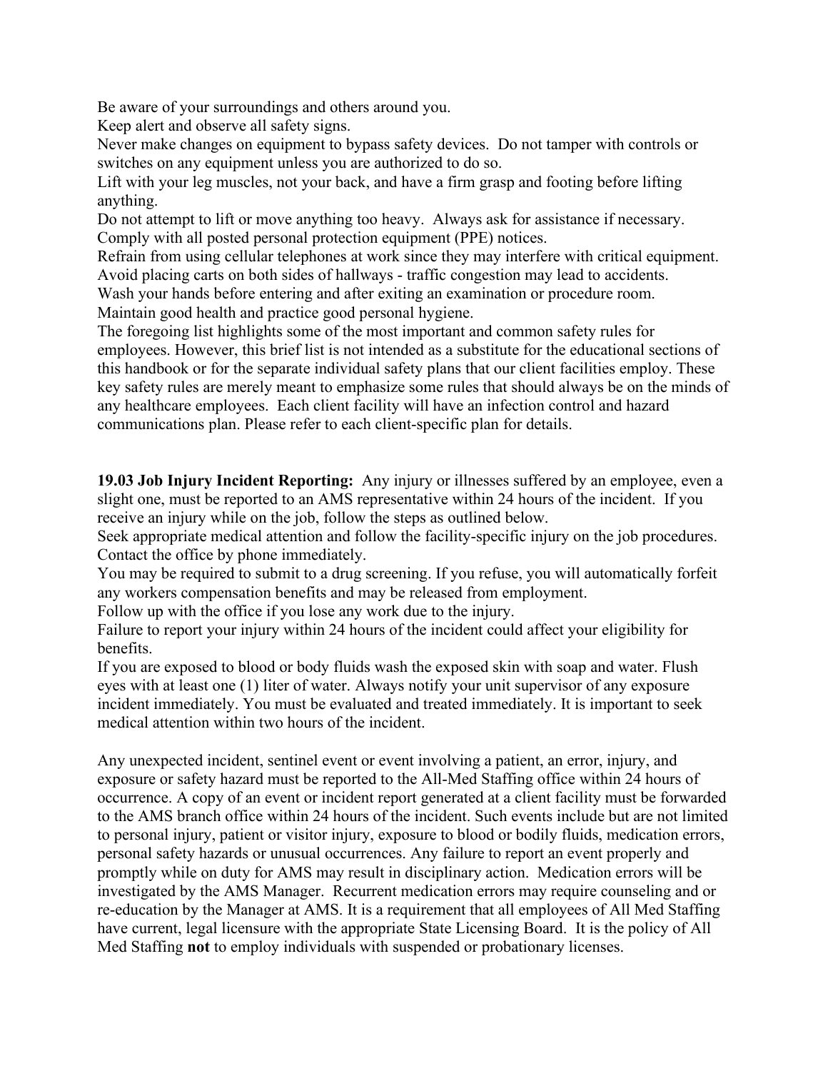Be aware of your surroundings and others around you.
Keep alert and observe all safety signs.
Never make changes on equipment to bypass safety devices. Do not tamper with controls or switches on any equipment unless you are authorized to do so.
Lift with your leg muscles, not your back, and have a firm grasp and footing before lifting anything.
Do not attempt to lift or move anything too heavy. Always ask for assistance if necessary.
Comply with all posted personal protection equipment (PPE) notices.
Refrain from using cellular telephones at work since they may interfere with critical equipment.
Avoid placing carts on both sides of hallways - traffic congestion may lead to accidents.
Wash your hands before entering and after exiting an examination or procedure room.
Maintain good health and practice good personal hygiene.
The foregoing list highlights some of the most important and common safety rules for employees. However, this brief list is not intended as a substitute for the educational sections of this handbook or for the separate individual safety plans that our client facilities employ. These key safety rules are merely meant to emphasize some rules that should always be on the minds of any healthcare employees. Each client facility will have an infection control and hazard communications plan. Please refer to each client-specific plan for details.

**19.03 Job Injury Incident Reporting:** Any injury or illnesses suffered by an employee, even a slight one, must be reported to an AMS representative within 24 hours of the incident. If you receive an injury while on the job, follow the steps as outlined below.
Seek appropriate medical attention and follow the facility-specific injury on the job procedures.
Contact the office by phone immediately.
You may be required to submit to a drug screening. If you refuse, you will automatically forfeit any workers compensation benefits and may be released from employment.
Follow up with the office if you lose any work due to the injury.
Failure to report your injury within 24 hours of the incident could affect your eligibility for benefits.
If you are exposed to blood or body fluids wash the exposed skin with soap and water. Flush eyes with at least one (1) liter of water. Always notify your unit supervisor of any exposure incident immediately. You must be evaluated and treated immediately. It is important to seek medical attention within two hours of the incident.

Any unexpected incident, sentinel event or event involving a patient, an error, injury, and exposure or safety hazard must be reported to the All-Med Staffing office within 24 hours of occurrence. A copy of an event or incident report generated at a client facility must be forwarded to the AMS branch office within 24 hours of the incident. Such events include but are not limited to personal injury, patient or visitor injury, exposure to blood or bodily fluids, medication errors, personal safety hazards or unusual occurrences. Any failure to report an event properly and promptly while on duty for AMS may result in disciplinary action. Medication errors will be investigated by the AMS Manager. Recurrent medication errors may require counseling and or re-education by the Manager at AMS. It is a requirement that all employees of All Med Staffing have current, legal licensure with the appropriate State Licensing Board. It is the policy of All Med Staffing **not** to employ individuals with suspended or probationary licenses.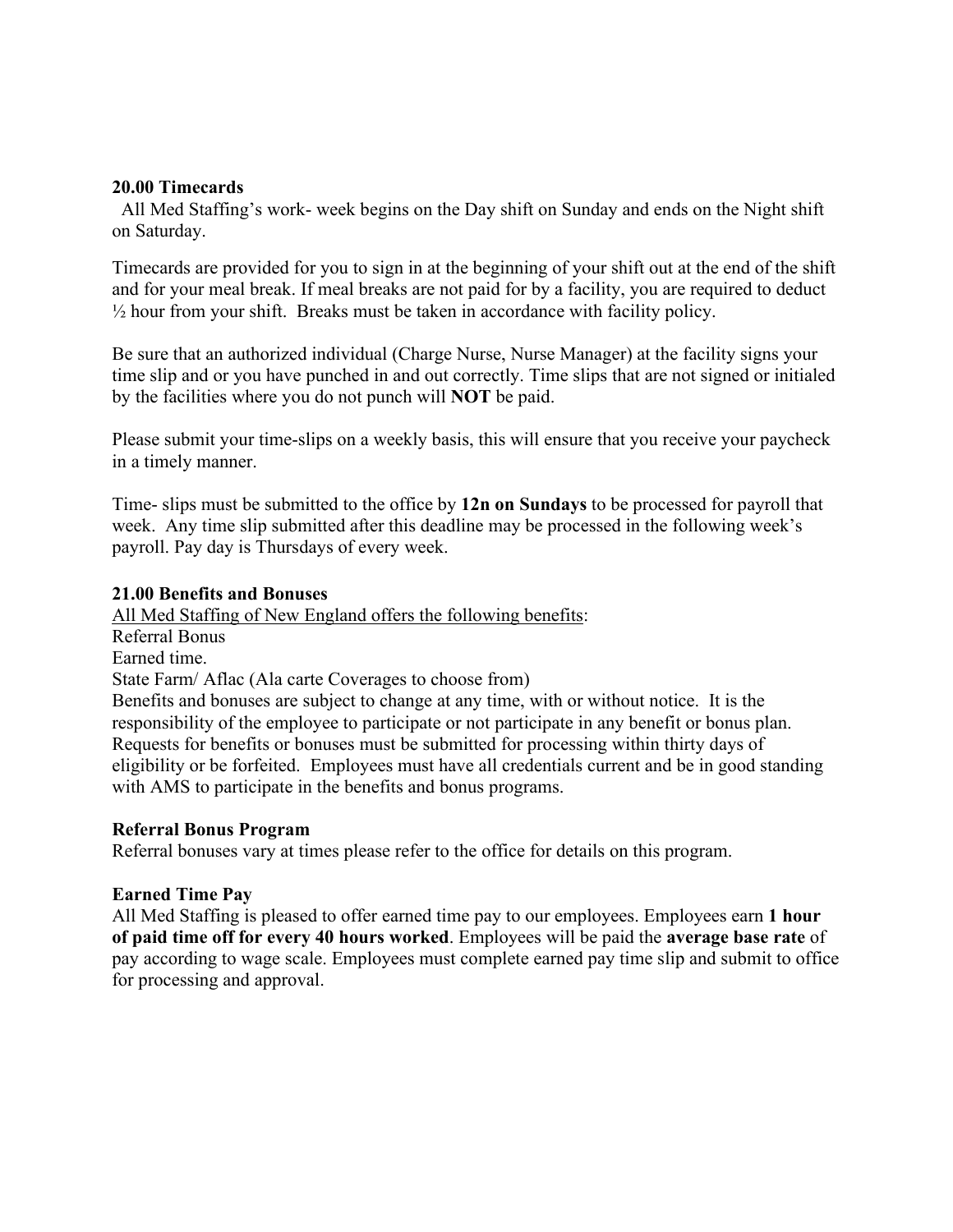**20.00 Timecards**

All Med Staffing's work- week begins on the Day shift on Sunday and ends on the Night shift on Saturday.

Timecards are provided for you to sign in at the beginning of your shift out at the end of the shift and for your meal break. If meal breaks are not paid for by a facility, you are required to deduct ½ hour from your shift. Breaks must be taken in accordance with facility policy.

Be sure that an authorized individual (Charge Nurse, Nurse Manager) at the facility signs your time slip and or you have punched in and out correctly. Time slips that are not signed or initialed by the facilities where you do not punch will **NOT** be paid.

Please submit your time-slips on a weekly basis, this will ensure that you receive your paycheck in a timely manner.

Time- slips must be submitted to the office by **12n on Sundays** to be processed for payroll that week. Any time slip submitted after this deadline may be processed in the following week's payroll. Pay day is Thursdays of every week.

**21.00 Benefits and Bonuses**

<u>All Med Staffing of New England offers the following benefits</u>:
Referral Bonus
Earned time.
State Farm/ Aflac (Ala carte Coverages to choose from)
Benefits and bonuses are subject to change at any time, with or without notice. It is the responsibility of the employee to participate or not participate in any benefit or bonus plan. Requests for benefits or bonuses must be submitted for processing within thirty days of eligibility or be forfeited. Employees must have all credentials current and be in good standing with AMS to participate in the benefits and bonus programs.

**Referral Bonus Program**

Referral bonuses vary at times please refer to the office for details on this program.

**Earned Time Pay**

All Med Staffing is pleased to offer earned time pay to our employees. Employees earn **1 hour of paid time off for every 40 hours worked**. Employees will be paid the **average base rate** of pay according to wage scale. Employees must complete earned pay time slip and submit to office for processing and approval.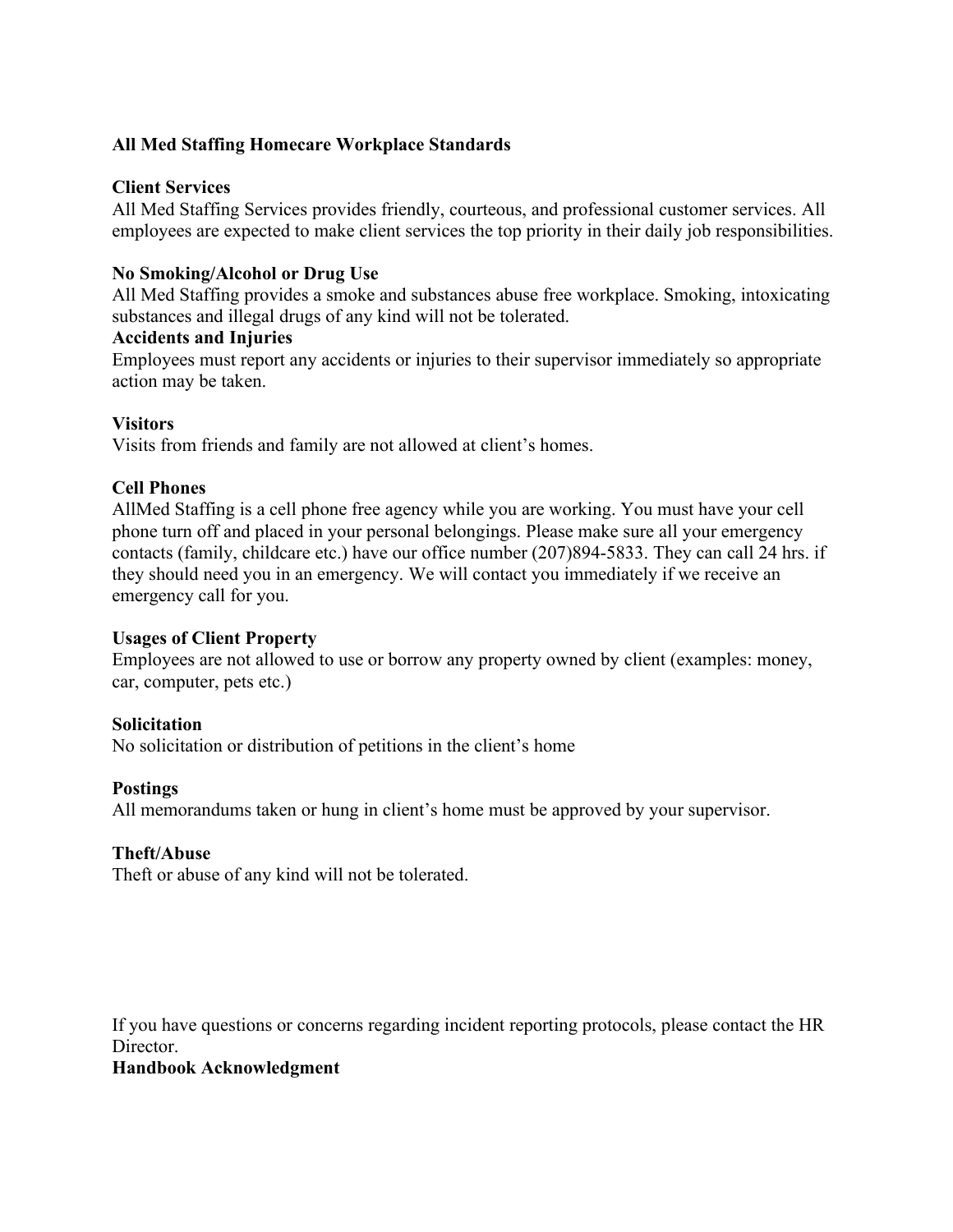**All Med Staffing Homecare Workplace Standards**

**Client Services**

All Med Staffing Services provides friendly, courteous, and professional customer services. All employees are expected to make client services the top priority in their daily job responsibilities.

**No Smoking/Alcohol or Drug Use**

All Med Staffing provides a smoke and substances abuse free workplace. Smoking, intoxicating substances and illegal drugs of any kind will not be tolerated.

**Accidents and Injuries**

Employees must report any accidents or injuries to their supervisor immediately so appropriate action may be taken.

**Visitors**

Visits from friends and family are not allowed at client's homes.

**Cell Phones**

AllMed Staffing is a cell phone free agency while you are working. You must have your cell phone turn off and placed in your personal belongings. Please make sure all your emergency contacts (family, childcare etc.) have our office number (207)894-5833. They can call 24 hrs. if they should need you in an emergency. We will contact you immediately if we receive an emergency call for you.

**Usages of Client Property**

Employees are not allowed to use or borrow any property owned by client (examples: money, car, computer, pets etc.)

**Solicitation**

No solicitation or distribution of petitions in the client's home

**Postings**

All memorandums taken or hung in client's home must be approved by your supervisor.

**Theft/Abuse**

Theft or abuse of any kind will not be tolerated.

If you have questions or concerns regarding incident reporting protocols, please contact the HR Director.

**Handbook Acknowledgment**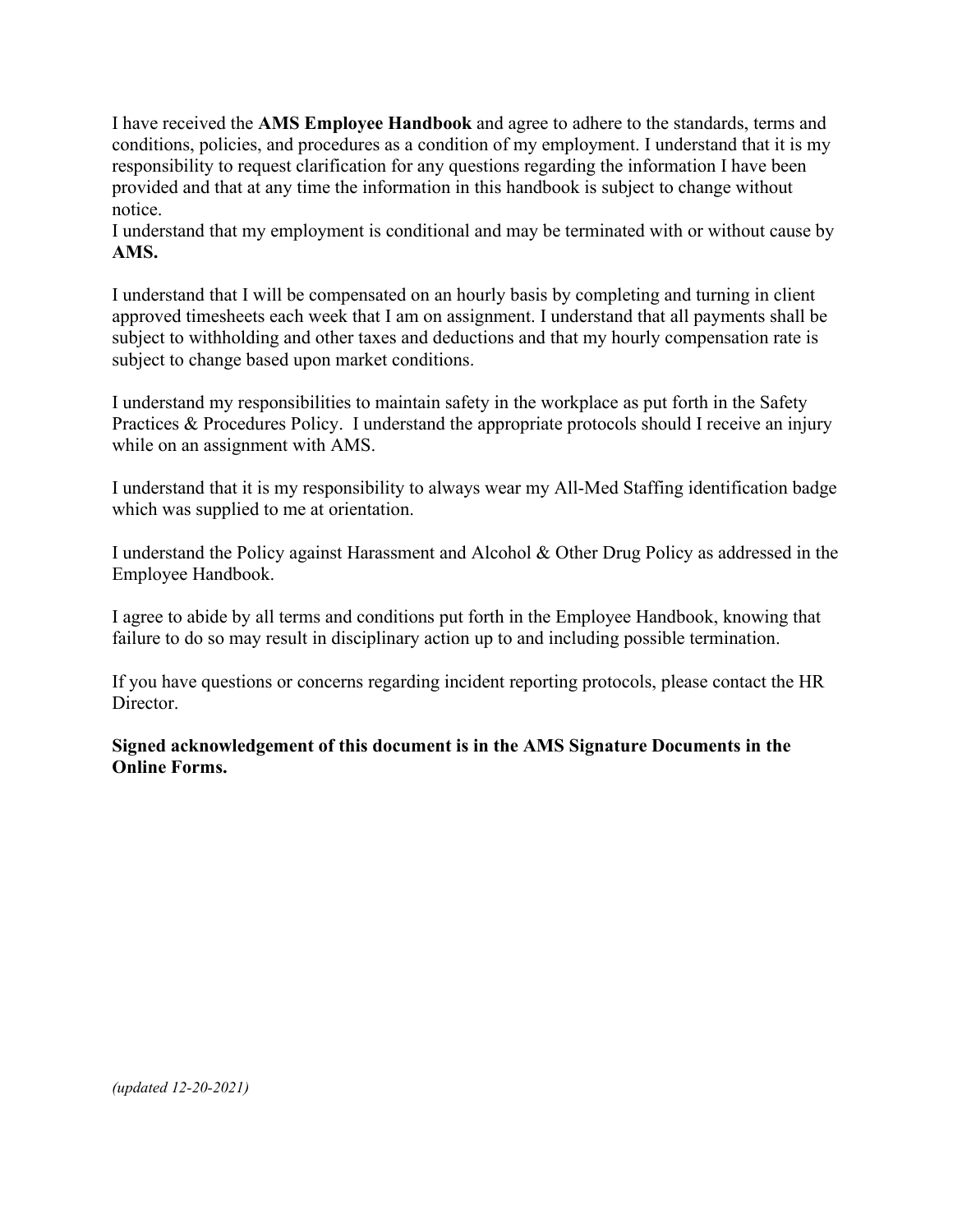I have received the **AMS Employee Handbook** and agree to adhere to the standards, terms and conditions, policies, and procedures as a condition of my employment. I understand that it is my responsibility to request clarification for any questions regarding the information I have been provided and that at any time the information in this handbook is subject to change without notice.
I understand that my employment is conditional and may be terminated with or without cause by **AMS.**

I understand that I will be compensated on an hourly basis by completing and turning in client approved timesheets each week that I am on assignment. I understand that all payments shall be subject to withholding and other taxes and deductions and that my hourly compensation rate is subject to change based upon market conditions.

I understand my responsibilities to maintain safety in the workplace as put forth in the Safety Practices & Procedures Policy. I understand the appropriate protocols should I receive an injury while on an assignment with AMS.

I understand that it is my responsibility to always wear my All-Med Staffing identification badge which was supplied to me at orientation.

I understand the Policy against Harassment and Alcohol & Other Drug Policy as addressed in the Employee Handbook.

I agree to abide by all terms and conditions put forth in the Employee Handbook, knowing that failure to do so may result in disciplinary action up to and including possible termination.

If you have questions or concerns regarding incident reporting protocols, please contact the HR Director.

**Signed acknowledgement of this document is in the AMS Signature Documents in the Online Forms.**

*(updated 12-20-2021)*